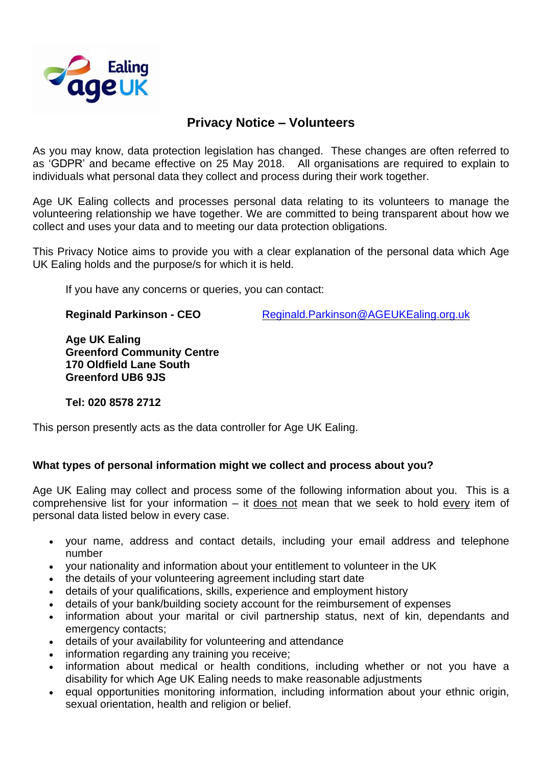# Privacy Notice – Volunteers

As you may know, data protection legislation has changed. These changes are often referred to as 'GDPR' and became effective on 25 May 2018. All organisations are required to explain to individuals what personal data they collect and process during their work together.

Age UK Ealing collects and processes personal data relating to its volunteers to manage the volunteering relationship we have together. We are committed to being transparent about how we collect and uses your data and to meeting our data protection obligations.

This Privacy Notice aims to provide you with a clear explanation of the personal data which Age UK Ealing holds and the purpose/s for which it is held.

If you have any concerns or queries, you can contact:

**Reginald Parkinson - CEO** Reginald.Parkinson@AGEUKEaling.org.uk

**Age UK Ealing**
**Greenford Community Centre**
**170 Oldfield Lane South**
**Greenford UB6 9JS**

**Tel: 020 8578 2712**

This person presently acts as the data controller for Age UK Ealing.

### What types of personal information might we collect and process about you?

Age UK Ealing may collect and process some of the following information about you. This is a comprehensive list for your information – it does not mean that we seek to hold every item of personal data listed below in every case.

- your name, address and contact details, including your email address and telephone number
- your nationality and information about your entitlement to volunteer in the UK
- the details of your volunteering agreement including start date
- details of your qualifications, skills, experience and employment history
- details of your bank/building society account for the reimbursement of expenses
- information about your marital or civil partnership status, next of kin, dependants and emergency contacts;
- details of your availability for volunteering and attendance
- information regarding any training you receive;
- information about medical or health conditions, including whether or not you have a disability for which Age UK Ealing needs to make reasonable adjustments
- equal opportunities monitoring information, including information about your ethnic origin, sexual orientation, health and religion or belief.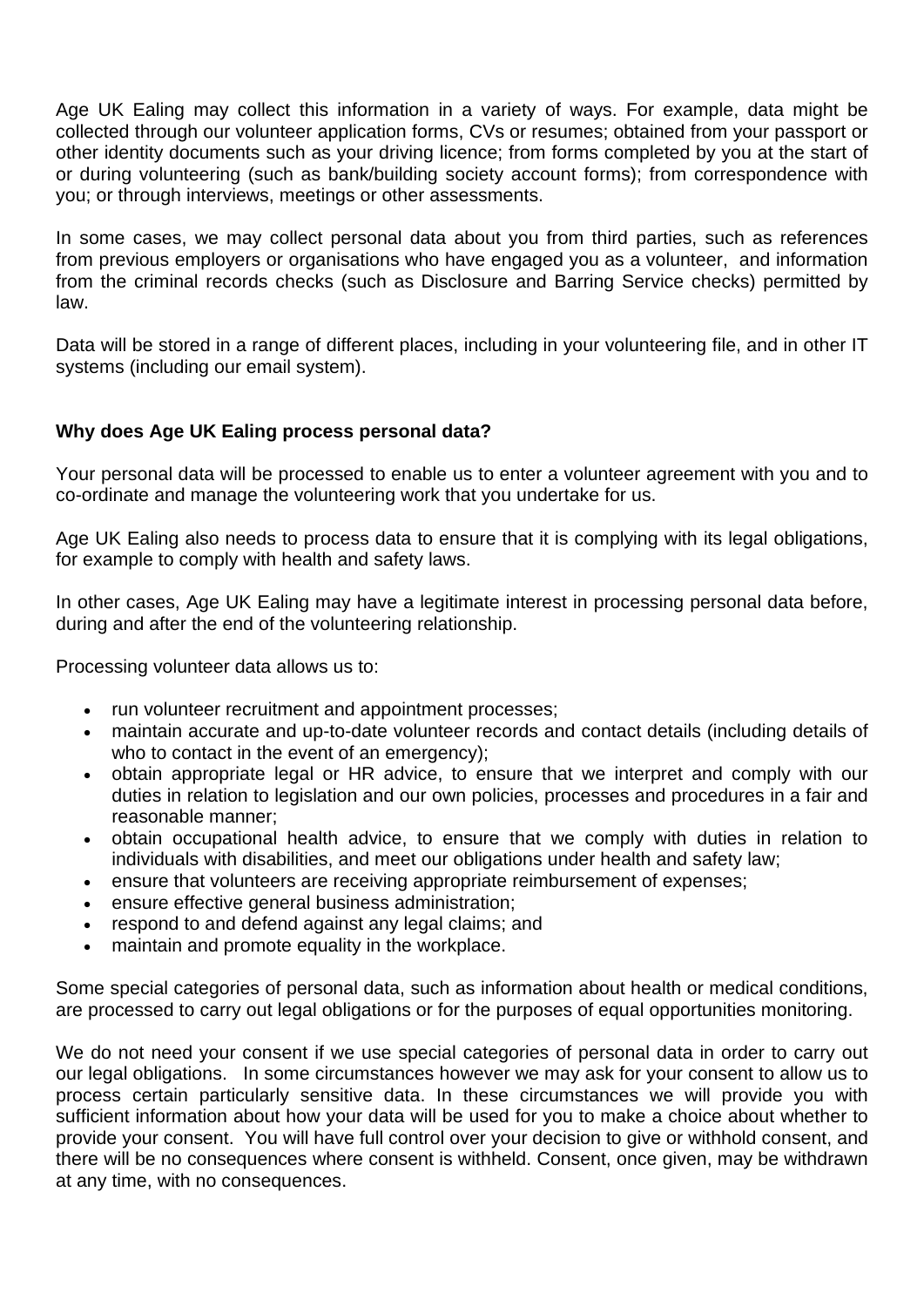Age UK Ealing may collect this information in a variety of ways. For example, data might be collected through our volunteer application forms, CVs or resumes; obtained from your passport or other identity documents such as your driving licence; from forms completed by you at the start of or during volunteering (such as bank/building society account forms); from correspondence with you; or through interviews, meetings or other assessments.

In some cases, we may collect personal data about you from third parties, such as references from previous employers or organisations who have engaged you as a volunteer, and information from the criminal records checks (such as Disclosure and Barring Service checks) permitted by law.

Data will be stored in a range of different places, including in your volunteering file, and in other IT systems (including our email system).

**Why does Age UK Ealing process personal data?**

Your personal data will be processed to enable us to enter a volunteer agreement with you and to co-ordinate and manage the volunteering work that you undertake for us.

Age UK Ealing also needs to process data to ensure that it is complying with its legal obligations, for example to comply with health and safety laws.

In other cases, Age UK Ealing may have a legitimate interest in processing personal data before, during and after the end of the volunteering relationship.

Processing volunteer data allows us to:

- run volunteer recruitment and appointment processes;
- maintain accurate and up-to-date volunteer records and contact details (including details of who to contact in the event of an emergency);
- obtain appropriate legal or HR advice, to ensure that we interpret and comply with our duties in relation to legislation and our own policies, processes and procedures in a fair and reasonable manner;
- obtain occupational health advice, to ensure that we comply with duties in relation to individuals with disabilities, and meet our obligations under health and safety law;
- ensure that volunteers are receiving appropriate reimbursement of expenses;
- ensure effective general business administration;
- respond to and defend against any legal claims; and
- maintain and promote equality in the workplace.

Some special categories of personal data, such as information about health or medical conditions, are processed to carry out legal obligations or for the purposes of equal opportunities monitoring.

We do not need your consent if we use special categories of personal data in order to carry out our legal obligations. In some circumstances however we may ask for your consent to allow us to process certain particularly sensitive data. In these circumstances we will provide you with sufficient information about how your data will be used for you to make a choice about whether to provide your consent. You will have full control over your decision to give or withhold consent, and there will be no consequences where consent is withheld. Consent, once given, may be withdrawn at any time, with no consequences.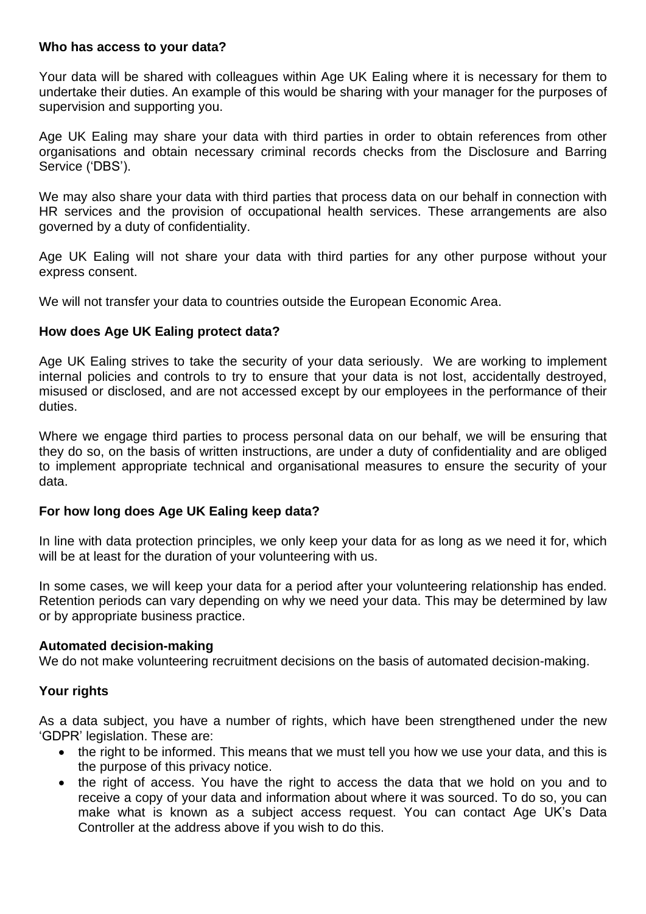**Who has access to your data?**

Your data will be shared with colleagues within Age UK Ealing where it is necessary for them to undertake their duties. An example of this would be sharing with your manager for the purposes of supervision and supporting you.

Age UK Ealing may share your data with third parties in order to obtain references from other organisations and obtain necessary criminal records checks from the Disclosure and Barring Service ('DBS').

We may also share your data with third parties that process data on our behalf in connection with HR services and the provision of occupational health services. These arrangements are also governed by a duty of confidentiality.

Age UK Ealing will not share your data with third parties for any other purpose without your express consent.

We will not transfer your data to countries outside the European Economic Area.

**How does Age UK Ealing protect data?**

Age UK Ealing strives to take the security of your data seriously. We are working to implement internal policies and controls to try to ensure that your data is not lost, accidentally destroyed, misused or disclosed, and are not accessed except by our employees in the performance of their duties.

Where we engage third parties to process personal data on our behalf, we will be ensuring that they do so, on the basis of written instructions, are under a duty of confidentiality and are obliged to implement appropriate technical and organisational measures to ensure the security of your data.

**For how long does Age UK Ealing keep data?**

In line with data protection principles, we only keep your data for as long as we need it for, which will be at least for the duration of your volunteering with us.

In some cases, we will keep your data for a period after your volunteering relationship has ended. Retention periods can vary depending on why we need your data. This may be determined by law or by appropriate business practice.

**Automated decision-making**

We do not make volunteering recruitment decisions on the basis of automated decision-making.

**Your rights**

As a data subject, you have a number of rights, which have been strengthened under the new 'GDPR' legislation. These are:

- the right to be informed. This means that we must tell you how we use your data, and this is the purpose of this privacy notice.
- the right of access. You have the right to access the data that we hold on you and to receive a copy of your data and information about where it was sourced. To do so, you can make what is known as a subject access request. You can contact Age UK's Data Controller at the address above if you wish to do this.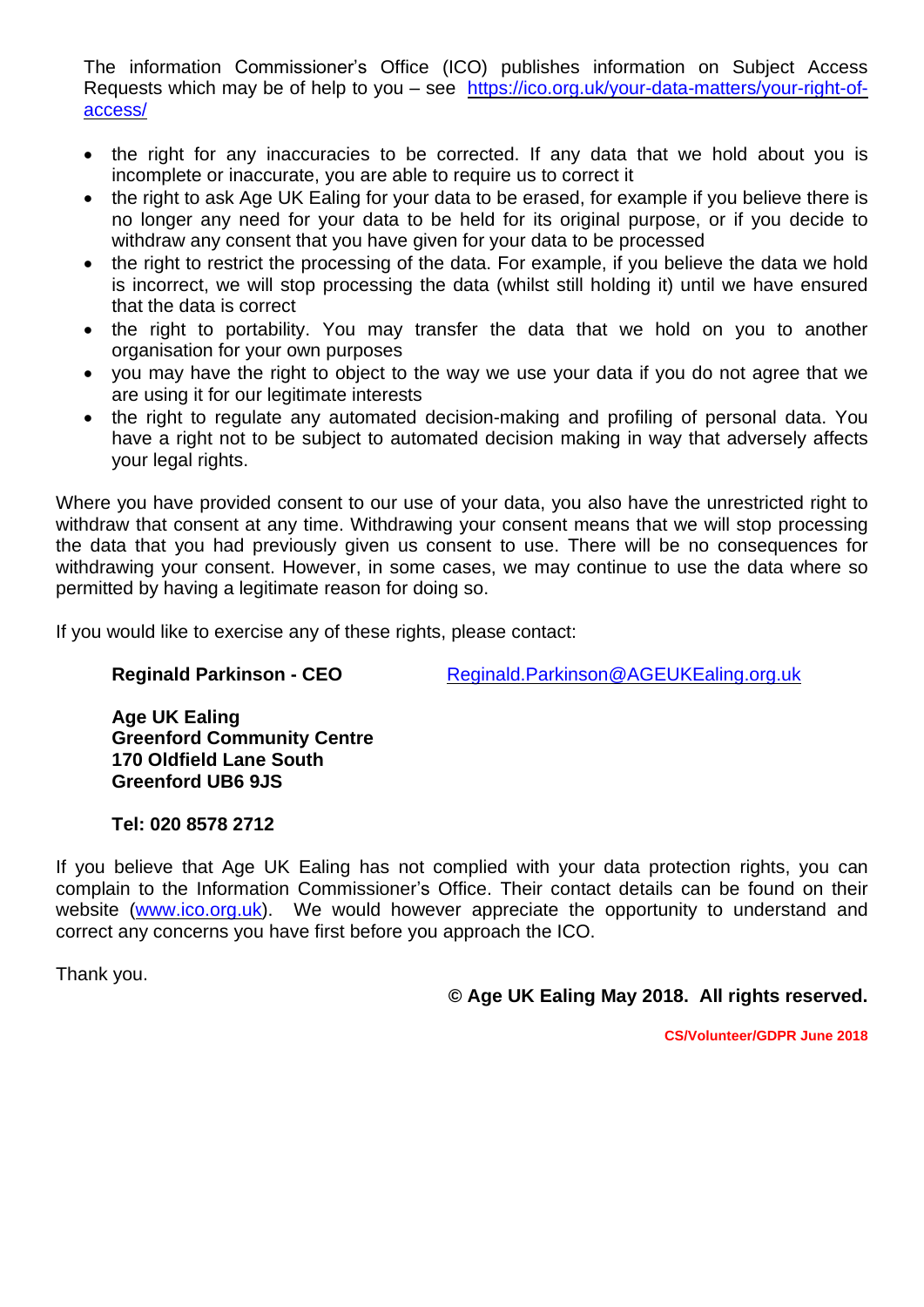The information Commissioner's Office (ICO) publishes information on Subject Access Requests which may be of help to you – see [https://ico.org.uk/your-data-matters/your-right-of-access/](https://ico.org.uk/your-data-matters/your-right-of-access/)

- the right for any inaccuracies to be corrected. If any data that we hold about you is incomplete or inaccurate, you are able to require us to correct it
- the right to ask Age UK Ealing for your data to be erased, for example if you believe there is no longer any need for your data to be held for its original purpose, or if you decide to withdraw any consent that you have given for your data to be processed
- the right to restrict the processing of the data. For example, if you believe the data we hold is incorrect, we will stop processing the data (whilst still holding it) until we have ensured that the data is correct
- the right to portability. You may transfer the data that we hold on you to another organisation for your own purposes
- you may have the right to object to the way we use your data if you do not agree that we are using it for our legitimate interests
- the right to regulate any automated decision-making and profiling of personal data. You have a right not to be subject to automated decision making in way that adversely affects your legal rights.

Where you have provided consent to our use of your data, you also have the unrestricted right to withdraw that consent at any time. Withdrawing your consent means that we will stop processing the data that you had previously given us consent to use. There will be no consequences for withdrawing your consent. However, in some cases, we may continue to use the data where so permitted by having a legitimate reason for doing so.

If you would like to exercise any of these rights, please contact:

**Reginald Parkinson - CEO** [Reginald.Parkinson@AGEUKEaling.org.uk](mailto:Reginald.Parkinson@AGEUKEaling.org.uk)

**Age UK Ealing**
**Greenford Community Centre**
**170 Oldfield Lane South**
**Greenford UB6 9JS**

**Tel: 020 8578 2712**

If you believe that Age UK Ealing has not complied with your data protection rights, you can complain to the Information Commissioner's Office. Their contact details can be found on their website ([www.ico.org.uk](http://www.ico.org.uk)). We would however appreciate the opportunity to understand and correct any concerns you have first before you approach the ICO.

Thank you.

**© Age UK Ealing May 2018. All rights reserved.**

**CS/Volunteer/GDPR June 2018**